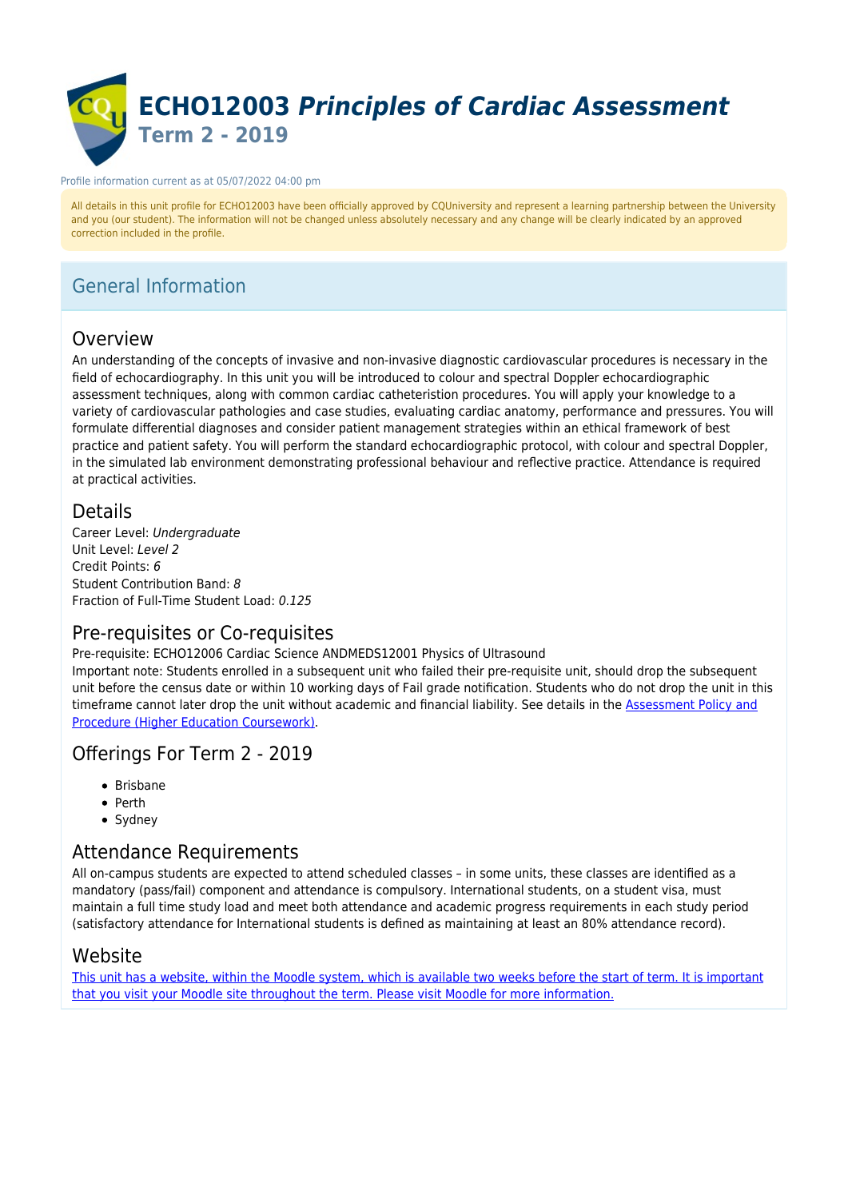# ECHO12003 *Principles of Cardiac Assessment*

## Term 2 - 2019

Profile information current as at 05/07/2022 04:00 pm

All details in this unit profile for ECHO12003 have been officially approved by CQUniversity and represent a learning partnership between the University and you (our student). The information will not be changed unless absolutely necessary and any change will be clearly indicated by an approved correction included in the profile.

## General Information

### Overview

An understanding of the concepts of invasive and non-invasive diagnostic cardiovascular procedures is necessary in the field of echocardiography. In this unit you will be introduced to colour and spectral Doppler echocardiographic assessment techniques, along with common cardiac catheteristion procedures. You will apply your knowledge to a variety of cardiovascular pathologies and case studies, evaluating cardiac anatomy, performance and pressures. You will formulate differential diagnoses and consider patient management strategies within an ethical framework of best practice and patient safety. You will perform the standard echocardiographic protocol, with colour and spectral Doppler, in the simulated lab environment demonstrating professional behaviour and reflective practice. Attendance is required at practical activities.

### Details

Career Level: *Undergraduate*
Unit Level: *Level 2*
Credit Points: *6*
Student Contribution Band: *8*
Fraction of Full-Time Student Load: *0.125*

### Pre-requisites or Co-requisites

Pre-requisite: ECHO12006 Cardiac Science ANDMEDS12001 Physics of Ultrasound
Important note: Students enrolled in a subsequent unit who failed their pre-requisite unit, should drop the subsequent unit before the census date or within 10 working days of Fail grade notification. Students who do not drop the unit in this timeframe cannot later drop the unit without academic and financial liability. See details in the Assessment Policy and Procedure (Higher Education Coursework).

### Offerings For Term 2 - 2019

- Brisbane
- Perth
- Sydney

### Attendance Requirements

All on-campus students are expected to attend scheduled classes – in some units, these classes are identified as a mandatory (pass/fail) component and attendance is compulsory. International students, on a student visa, must maintain a full time study load and meet both attendance and academic progress requirements in each study period (satisfactory attendance for International students is defined as maintaining at least an 80% attendance record).

### Website

This unit has a website, within the Moodle system, which is available two weeks before the start of term. It is important that you visit your Moodle site throughout the term. Please visit Moodle for more information.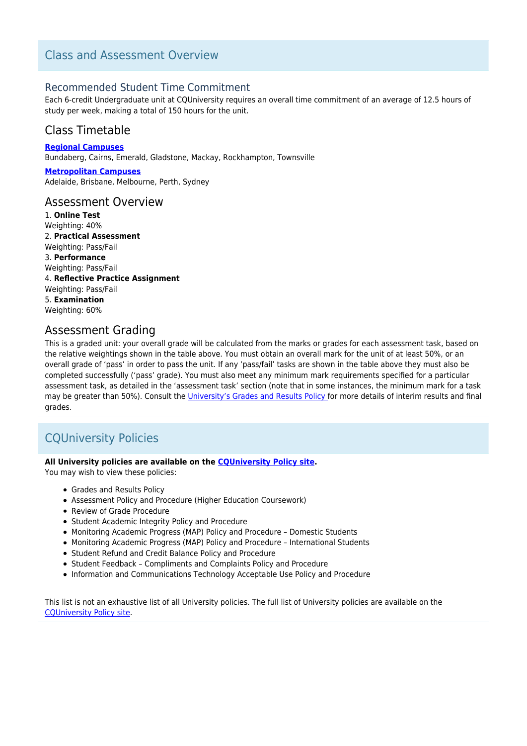## Class and Assessment Overview

### Recommended Student Time Commitment

Each 6-credit Undergraduate unit at CQUniversity requires an overall time commitment of an average of 12.5 hours of study per week, making a total of 150 hours for the unit.

### Class Timetable

**Regional Campuses**
Bundaberg, Cairns, Emerald, Gladstone, Mackay, Rockhampton, Townsville

**Metropolitan Campuses**
Adelaide, Brisbane, Melbourne, Perth, Sydney

### Assessment Overview

1. **Online Test**
Weighting: 40%
2. **Practical Assessment**
Weighting: Pass/Fail
3. **Performance**
Weighting: Pass/Fail
4. **Reflective Practice Assignment**
Weighting: Pass/Fail
5. **Examination**
Weighting: 60%

### Assessment Grading

This is a graded unit: your overall grade will be calculated from the marks or grades for each assessment task, based on the relative weightings shown in the table above. You must obtain an overall mark for the unit of at least 50%, or an overall grade of 'pass' in order to pass the unit. If any 'pass/fail' tasks are shown in the table above they must also be completed successfully ('pass' grade). You must also meet any minimum mark requirements specified for a particular assessment task, as detailed in the 'assessment task' section (note that in some instances, the minimum mark for a task may be greater than 50%). Consult the University's Grades and Results Policy for more details of interim results and final grades.

## CQUniversity Policies

**All University policies are available on the CQUniversity Policy site.**
You may wish to view these policies:

- Grades and Results Policy
- Assessment Policy and Procedure (Higher Education Coursework)
- Review of Grade Procedure
- Student Academic Integrity Policy and Procedure
- Monitoring Academic Progress (MAP) Policy and Procedure – Domestic Students
- Monitoring Academic Progress (MAP) Policy and Procedure – International Students
- Student Refund and Credit Balance Policy and Procedure
- Student Feedback – Compliments and Complaints Policy and Procedure
- Information and Communications Technology Acceptable Use Policy and Procedure

This list is not an exhaustive list of all University policies. The full list of University policies are available on the CQUniversity Policy site.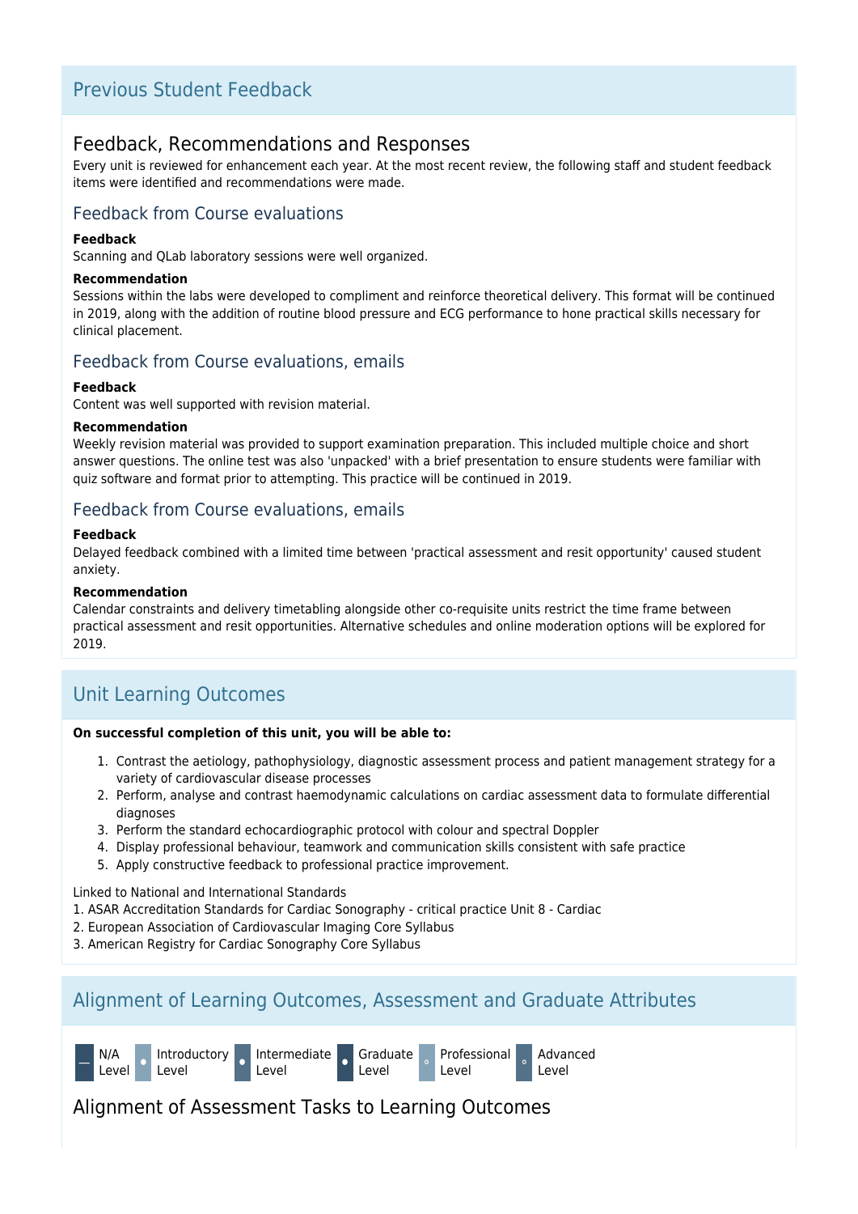## Previous Student Feedback

### Feedback, Recommendations and Responses

Every unit is reviewed for enhancement each year. At the most recent review, the following staff and student feedback items were identified and recommendations were made.

#### Feedback from Course evaluations

**Feedback**

Scanning and QLab laboratory sessions were well organized.

**Recommendation**

Sessions within the labs were developed to compliment and reinforce theoretical delivery. This format will be continued in 2019, along with the addition of routine blood pressure and ECG performance to hone practical skills necessary for clinical placement.

#### Feedback from Course evaluations, emails

**Feedback**

Content was well supported with revision material.

**Recommendation**

Weekly revision material was provided to support examination preparation. This included multiple choice and short answer questions. The online test was also 'unpacked' with a brief presentation to ensure students were familiar with quiz software and format prior to attempting. This practice will be continued in 2019.

#### Feedback from Course evaluations, emails

**Feedback**

Delayed feedback combined with a limited time between 'practical assessment and resit opportunity' caused student anxiety.

**Recommendation**

Calendar constraints and delivery timetabling alongside other co-requisite units restrict the time frame between practical assessment and resit opportunities. Alternative schedules and online moderation options will be explored for 2019.

## Unit Learning Outcomes

**On successful completion of this unit, you will be able to:**

1. Contrast the aetiology, pathophysiology, diagnostic assessment process and patient management strategy for a variety of cardiovascular disease processes
2. Perform, analyse and contrast haemodynamic calculations on cardiac assessment data to formulate differential diagnoses
3. Perform the standard echocardiographic protocol with colour and spectral Doppler
4. Display professional behaviour, teamwork and communication skills consistent with safe practice
5. Apply constructive feedback to professional practice improvement.

Linked to National and International Standards
1. ASAR Accreditation Standards for Cardiac Sonography - critical practice Unit 8 - Cardiac
2. European Association of Cardiovascular Imaging Core Syllabus
3. American Registry for Cardiac Sonography Core Syllabus

## Alignment of Learning Outcomes, Assessment and Graduate Attributes

— N/A Level • Introductory Level • Intermediate Level • Graduate Level ◦ Professional Level ◦ Advanced Level

### Alignment of Assessment Tasks to Learning Outcomes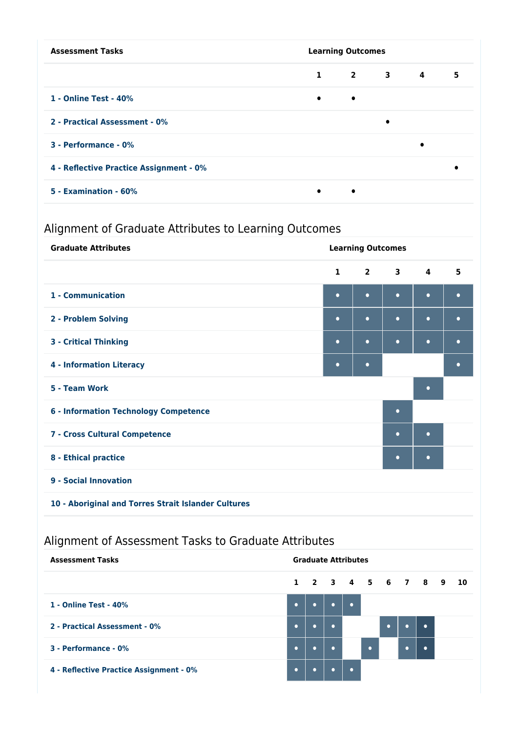| Assessment Tasks | Learning Outcomes | | | | |
|---|---|---|---|---|---|
| | 1 | 2 | 3 | 4 | 5 |
| 1 - Online Test - 40% | • | • | | | |
| 2 - Practical Assessment - 0% | | | • | | |
| 3 - Performance - 0% | | | | • | |
| 4 - Reflective Practice Assignment - 0% | | | | | • |
| 5 - Examination - 60% | • | • | | | |

## Alignment of Graduate Attributes to Learning Outcomes

| Graduate Attributes | Learning Outcomes | | | | |
|---|---|---|---|---|---|
| | 1 | 2 | 3 | 4 | 5 |
| 1 - Communication | • | • | • | • | • |
| 2 - Problem Solving | • | • | • | • | • |
| 3 - Critical Thinking | • | • | • | • | • |
| 4 - Information Literacy | • | • | | | • |
| 5 - Team Work | | | | • | |
| 6 - Information Technology Competence | | | • | | |
| 7 - Cross Cultural Competence | | | • | • | |
| 8 - Ethical practice | | | • | • | |
| 9 - Social Innovation | | | | | |
| 10 - Aboriginal and Torres Strait Islander Cultures | | | | | |

## Alignment of Assessment Tasks to Graduate Attributes

| Assessment Tasks | Graduate Attributes | | | | | | | | | |
|---|---|---|---|---|---|---|---|---|---|---|
| | 1 | 2 | 3 | 4 | 5 | 6 | 7 | 8 | 9 | 10 |
| 1 - Online Test - 40% | • | • | • | • | | | | | | |
| 2 - Practical Assessment - 0% | • | • | • | | | • | • | • | | |
| 3 - Performance - 0% | • | • | • | | • | | • | • | | |
| 4 - Reflective Practice Assignment - 0% | • | • | • | • | | | | | | |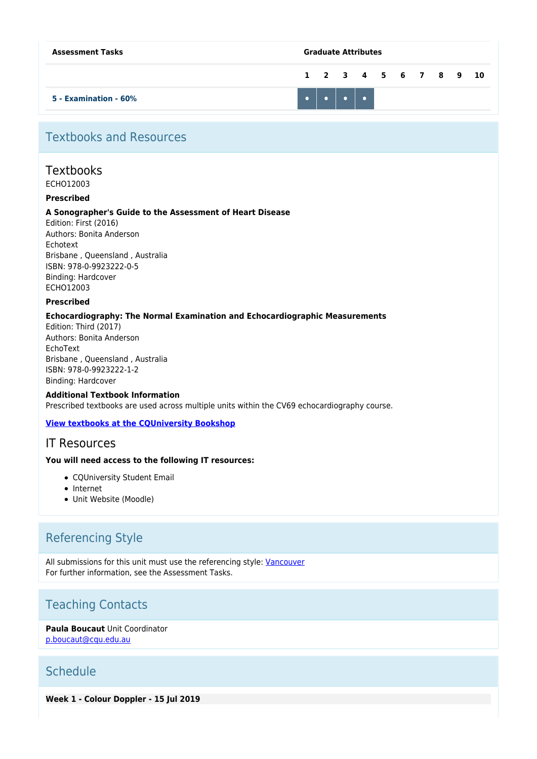| Assessment Tasks | Graduate Attributes | | | | | | | | | |
|---|---|---|---|---|---|---|---|---|---|---|
| | 1 | 2 | 3 | 4 | 5 | 6 | 7 | 8 | 9 | 10 |
| **5 - Examination - 60%** | • | • | • | • | | | | | | |

## Textbooks and Resources

### Textbooks

ECHO12003

**Prescribed**

**A Sonographer's Guide to the Assessment of Heart Disease**
Edition: First (2016)
Authors: Bonita Anderson
Echotext
Brisbane , Queensland , Australia
ISBN: 978-0-9923222-0-5
Binding: Hardcover
ECHO12003

**Prescribed**

**Echocardiography: The Normal Examination and Echocardiographic Measurements**
Edition: Third (2017)
Authors: Bonita Anderson
EchoText
Brisbane , Queensland , Australia
ISBN: 978-0-9923222-1-2
Binding: Hardcover

**Additional Textbook Information**
Prescribed textbooks are used across multiple units within the CV69 echocardiography course.

**View textbooks at the CQUniversity Bookshop**

### IT Resources

**You will need access to the following IT resources:**

- CQUniversity Student Email
- Internet
- Unit Website (Moodle)

## Referencing Style

All submissions for this unit must use the referencing style: Vancouver
For further information, see the Assessment Tasks.

## Teaching Contacts

**Paula Boucaut** Unit Coordinator
p.boucaut@cqu.edu.au

## Schedule

**Week 1 - Colour Doppler - 15 Jul 2019**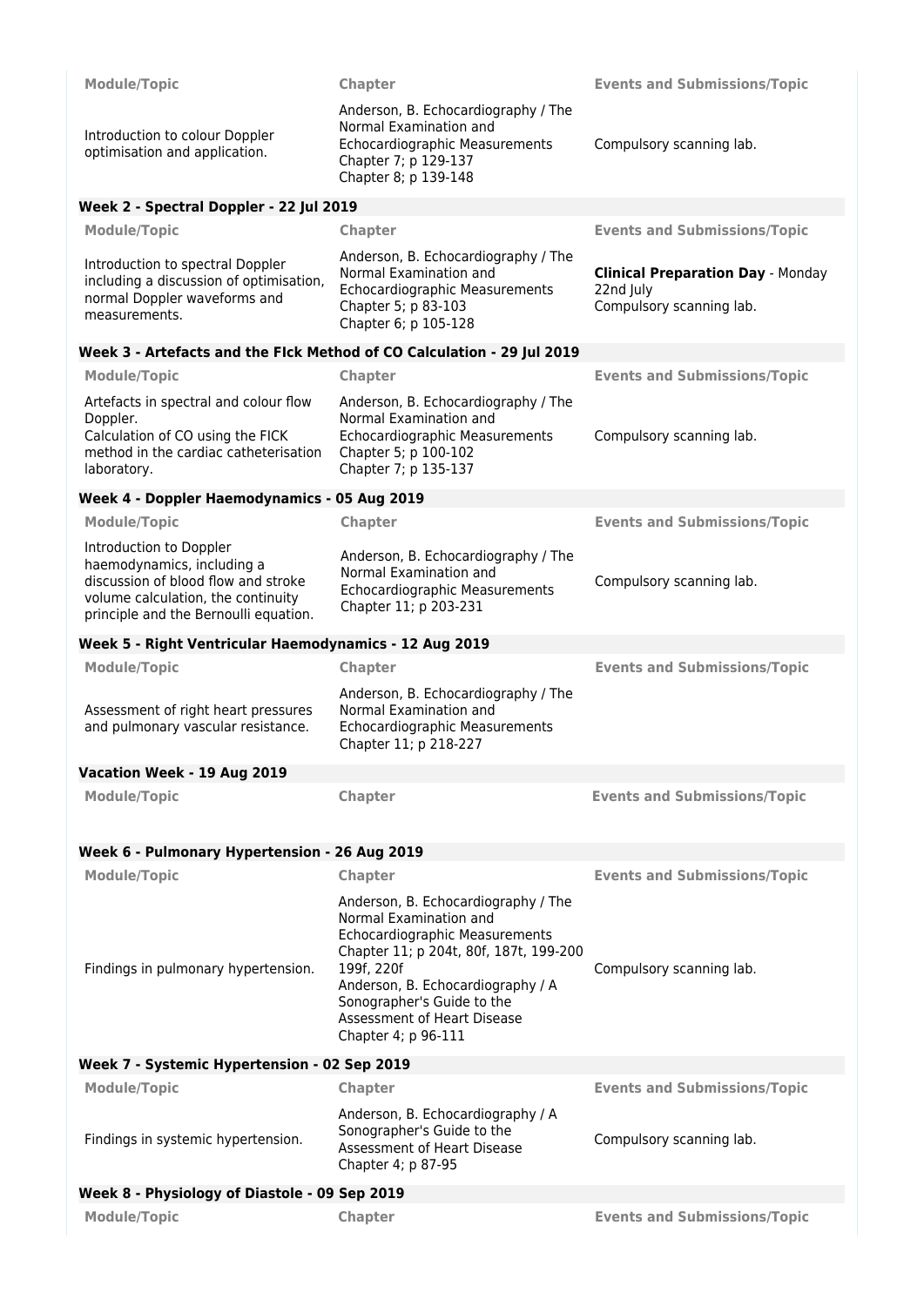| Module/Topic | Chapter | Events and Submissions/Topic |
| --- | --- | --- |
| Introduction to colour Doppler optimisation and application. | Anderson, B. Echocardiography / The Normal Examination and Echocardiographic Measurements Chapter 7; p 129-137 Chapter 8; p 139-148 | Compulsory scanning lab. |

### Week 2 - Spectral Doppler - 22 Jul 2019

| Module/Topic | Chapter | Events and Submissions/Topic |
| --- | --- | --- |
| Introduction to spectral Doppler including a discussion of optimisation, normal Doppler waveforms and measurements. | Anderson, B. Echocardiography / The Normal Examination and Echocardiographic Measurements Chapter 5; p 83-103 Chapter 6; p 105-128 | **Clinical Preparation Day** - Monday 22nd July Compulsory scanning lab. |

### Week 3 - Artefacts and the FIck Method of CO Calculation - 29 Jul 2019

| Module/Topic | Chapter | Events and Submissions/Topic |
| --- | --- | --- |
| Artefacts in spectral and colour flow Doppler. Calculation of CO using the FICK method in the cardiac catheterisation laboratory. | Anderson, B. Echocardiography / The Normal Examination and Echocardiographic Measurements Chapter 5; p 100-102 Chapter 7; p 135-137 | Compulsory scanning lab. |

### Week 4 - Doppler Haemodynamics - 05 Aug 2019

| Module/Topic | Chapter | Events and Submissions/Topic |
| --- | --- | --- |
| Introduction to Doppler haemodynamics, including a discussion of blood flow and stroke volume calculation, the continuity principle and the Bernoulli equation. | Anderson, B. Echocardiography / The Normal Examination and Echocardiographic Measurements Chapter 11; p 203-231 | Compulsory scanning lab. |

### Week 5 - Right Ventricular Haemodynamics - 12 Aug 2019

| Module/Topic | Chapter | Events and Submissions/Topic |
| --- | --- | --- |
| Assessment of right heart pressures and pulmonary vascular resistance. | Anderson, B. Echocardiography / The Normal Examination and Echocardiographic Measurements Chapter 11; p 218-227 | |

### Vacation Week - 19 Aug 2019

| Module/Topic | Chapter | Events and Submissions/Topic |
| --- | --- | --- |

### Week 6 - Pulmonary Hypertension - 26 Aug 2019

| Module/Topic | Chapter | Events and Submissions/Topic |
| --- | --- | --- |
| Findings in pulmonary hypertension. | Anderson, B. Echocardiography / The Normal Examination and Echocardiographic Measurements Chapter 11; p 204t, 80f, 187t, 199-200 199f, 220f Anderson, B. Echocardiography / A Sonographer's Guide to the Assessment of Heart Disease Chapter 4; p 96-111 | Compulsory scanning lab. |

### Week 7 - Systemic Hypertension - 02 Sep 2019

| Module/Topic | Chapter | Events and Submissions/Topic |
| --- | --- | --- |
| Findings in systemic hypertension. | Anderson, B. Echocardiography / A Sonographer's Guide to the Assessment of Heart Disease Chapter 4; p 87-95 | Compulsory scanning lab. |

### Week 8 - Physiology of Diastole - 09 Sep 2019

| Module/Topic | Chapter | Events and Submissions/Topic |
| --- | --- | --- |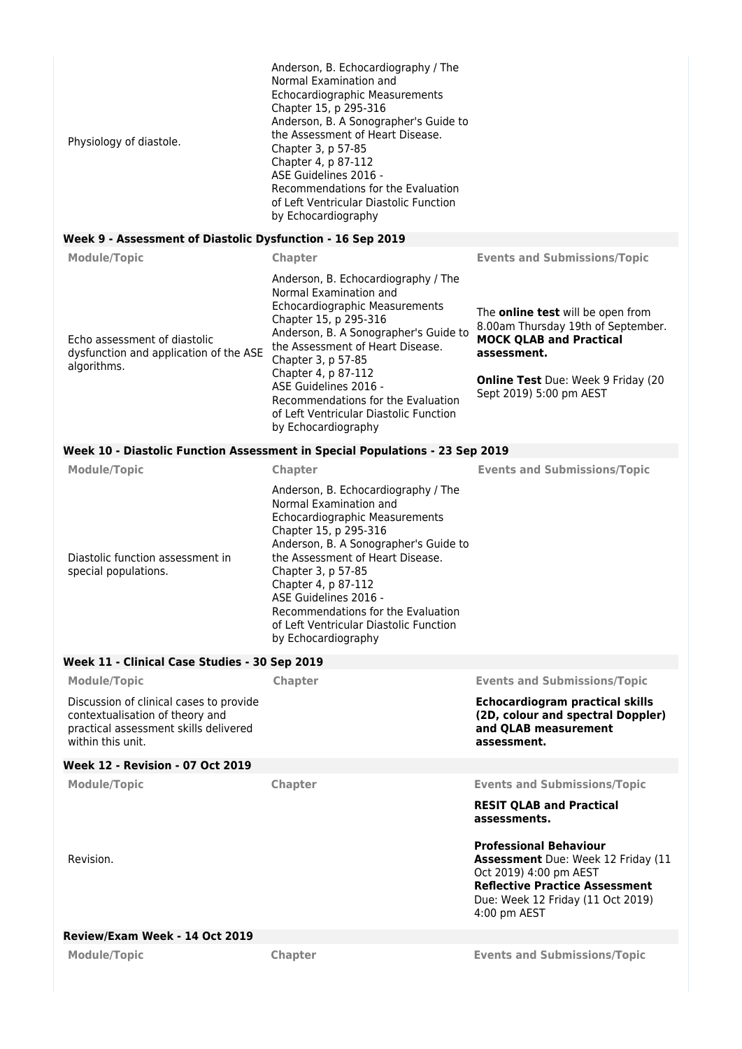| | | |
|---|---|---|
| Physiology of diastole. | Anderson, B. Echocardiography / The Normal Examination and Echocardiographic Measurements Chapter 15, p 295-316 Anderson, B. A Sonographer's Guide to the Assessment of Heart Disease. Chapter 3, p 57-85 Chapter 4, p 87-112 ASE Guidelines 2016 - Recommendations for the Evaluation of Left Ventricular Diastolic Function by Echocardiography | |

**Week 9 - Assessment of Diastolic Dysfunction - 16 Sep 2019**

| Module/Topic | Chapter | Events and Submissions/Topic |
|---|---|---|
| Echo assessment of diastolic dysfunction and application of the ASE algorithms. | Anderson, B. Echocardiography / The Normal Examination and Echocardiographic Measurements Chapter 15, p 295-316 Anderson, B. A Sonographer's Guide to the Assessment of Heart Disease. Chapter 3, p 57-85 Chapter 4, p 87-112 ASE Guidelines 2016 - Recommendations for the Evaluation of Left Ventricular Diastolic Function by Echocardiography | The **online test** will be open from 8.00am Thursday 19th of September. **MOCK QLAB and Practical assessment.** **Online Test** Due: Week 9 Friday (20 Sept 2019) 5:00 pm AEST |

**Week 10 - Diastolic Function Assessment in Special Populations - 23 Sep 2019**

| Module/Topic | Chapter | Events and Submissions/Topic |
|---|---|---|
| Diastolic function assessment in special populations. | Anderson, B. Echocardiography / The Normal Examination and Echocardiographic Measurements Chapter 15, p 295-316 Anderson, B. A Sonographer's Guide to the Assessment of Heart Disease. Chapter 3, p 57-85 Chapter 4, p 87-112 ASE Guidelines 2016 - Recommendations for the Evaluation of Left Ventricular Diastolic Function by Echocardiography | |

**Week 11 - Clinical Case Studies - 30 Sep 2019**

| Module/Topic | Chapter | Events and Submissions/Topic |
|---|---|---|
| Discussion of clinical cases to provide contextualisation of theory and practical assessment skills delivered within this unit. | | **Echocardiogram practical skills (2D, colour and spectral Doppler) and QLAB measurement assessment.** |

**Week 12 - Revision - 07 Oct 2019**

| Module/Topic | Chapter | Events and Submissions/Topic |
|---|---|---|
| Revision. | | **RESIT QLAB and Practical assessments.** **Professional Behaviour Assessment** Due: Week 12 Friday (11 Oct 2019) 4:00 pm AEST **Reflective Practice Assessment** Due: Week 12 Friday (11 Oct 2019) 4:00 pm AEST |

**Review/Exam Week - 14 Oct 2019**

| Module/Topic | Chapter | Events and Submissions/Topic |
|---|---|---|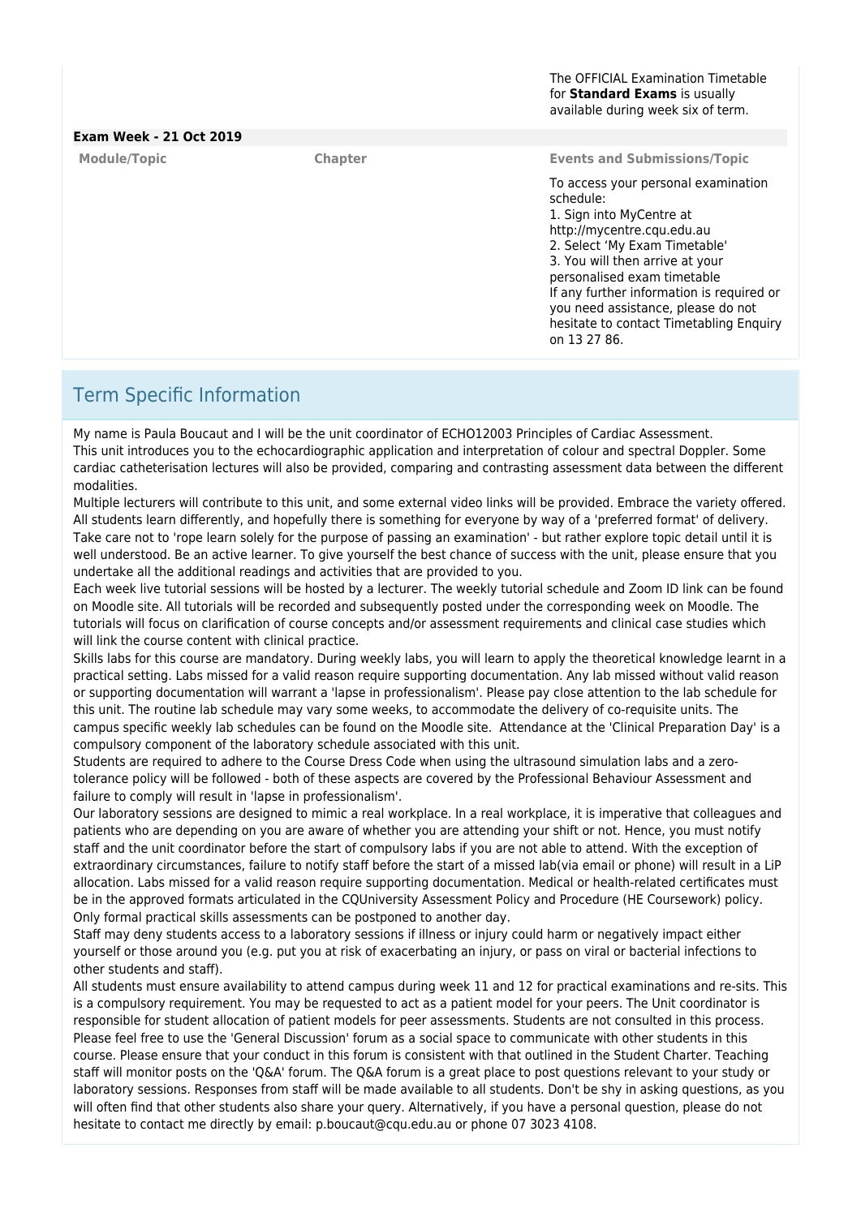The OFFICIAL Examination Timetable for **Standard Exams** is usually available during week six of term.

**Exam Week - 21 Oct 2019**

| Module/Topic | Chapter | Events and Submissions/Topic |
|---|---|---|
| | | To access your personal examination schedule:<br>1. Sign into MyCentre at http://mycentre.cqu.edu.au<br>2. Select 'My Exam Timetable'<br>3. You will then arrive at your personalised exam timetable<br>If any further information is required or you need assistance, please do not hesitate to contact Timetabling Enquiry on 13 27 86. |

## Term Specific Information

My name is Paula Boucaut and I will be the unit coordinator of ECHO12003 Principles of Cardiac Assessment.
This unit introduces you to the echocardiographic application and interpretation of colour and spectral Doppler. Some cardiac catheterisation lectures will also be provided, comparing and contrasting assessment data between the different modalities.
Multiple lecturers will contribute to this unit, and some external video links will be provided. Embrace the variety offered. All students learn differently, and hopefully there is something for everyone by way of a 'preferred format' of delivery.
Take care not to 'rope learn solely for the purpose of passing an examination' - but rather explore topic detail until it is well understood. Be an active learner. To give yourself the best chance of success with the unit, please ensure that you undertake all the additional readings and activities that are provided to you.
Each week live tutorial sessions will be hosted by a lecturer. The weekly tutorial schedule and Zoom ID link can be found on Moodle site. All tutorials will be recorded and subsequently posted under the corresponding week on Moodle. The tutorials will focus on clarification of course concepts and/or assessment requirements and clinical case studies which will link the course content with clinical practice.
Skills labs for this course are mandatory. During weekly labs, you will learn to apply the theoretical knowledge learnt in a practical setting. Labs missed for a valid reason require supporting documentation. Any lab missed without valid reason or supporting documentation will warrant a 'lapse in professionalism'. Please pay close attention to the lab schedule for this unit. The routine lab schedule may vary some weeks, to accommodate the delivery of co-requisite units. The campus specific weekly lab schedules can be found on the Moodle site. Attendance at the 'Clinical Preparation Day' is a compulsory component of the laboratory schedule associated with this unit.
Students are required to adhere to the Course Dress Code when using the ultrasound simulation labs and a zero-tolerance policy will be followed - both of these aspects are covered by the Professional Behaviour Assessment and failure to comply will result in 'lapse in professionalism'.
Our laboratory sessions are designed to mimic a real workplace. In a real workplace, it is imperative that colleagues and patients who are depending on you are aware of whether you are attending your shift or not. Hence, you must notify staff and the unit coordinator before the start of compulsory labs if you are not able to attend. With the exception of extraordinary circumstances, failure to notify staff before the start of a missed lab(via email or phone) will result in a LiP allocation. Labs missed for a valid reason require supporting documentation. Medical or health-related certificates must be in the approved formats articulated in the CQUniversity Assessment Policy and Procedure (HE Coursework) policy. Only formal practical skills assessments can be postponed to another day.
Staff may deny students access to a laboratory sessions if illness or injury could harm or negatively impact either yourself or those around you (e.g. put you at risk of exacerbating an injury, or pass on viral or bacterial infections to other students and staff).
All students must ensure availability to attend campus during week 11 and 12 for practical examinations and re-sits. This is a compulsory requirement. You may be requested to act as a patient model for your peers. The Unit coordinator is responsible for student allocation of patient models for peer assessments. Students are not consulted in this process.
Please feel free to use the 'General Discussion' forum as a social space to communicate with other students in this course. Please ensure that your conduct in this forum is consistent with that outlined in the Student Charter. Teaching staff will monitor posts on the 'Q&A' forum. The Q&A forum is a great place to post questions relevant to your study or laboratory sessions. Responses from staff will be made available to all students. Don't be shy in asking questions, as you will often find that other students also share your query. Alternatively, if you have a personal question, please do not hesitate to contact me directly by email: p.boucaut@cqu.edu.au or phone 07 3023 4108.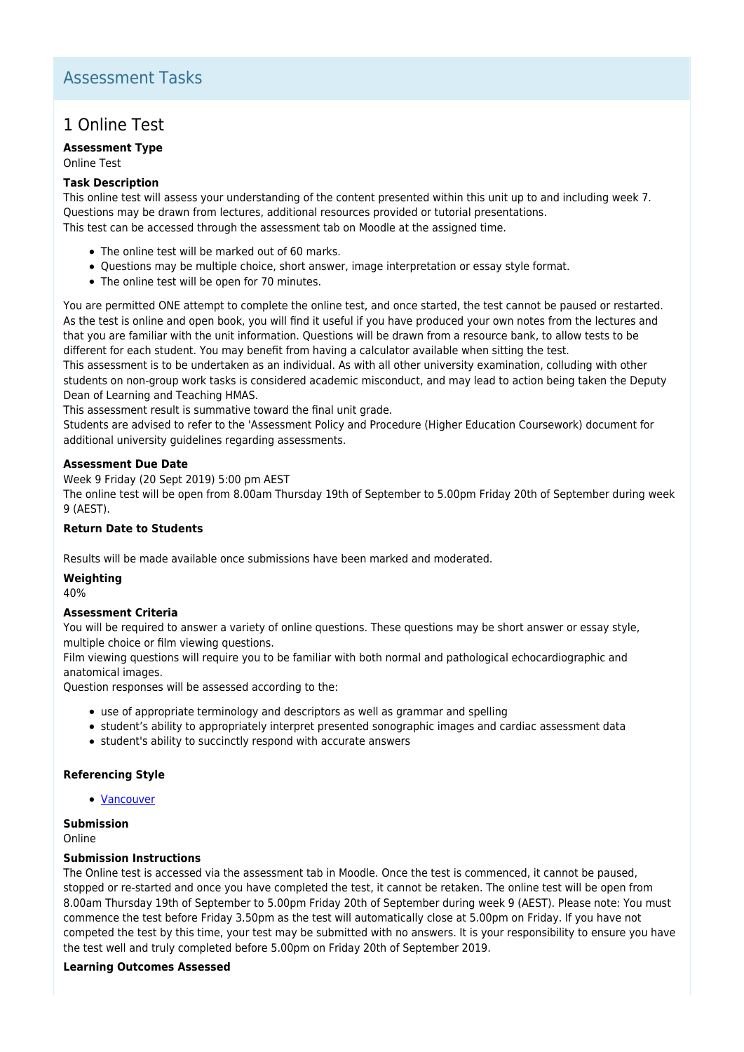## Assessment Tasks

### 1 Online Test

**Assessment Type**

Online Test

**Task Description**

This online test will assess your understanding of the content presented within this unit up to and including week 7. Questions may be drawn from lectures, additional resources provided or tutorial presentations.
This test can be accessed through the assessment tab on Moodle at the assigned time.

- The online test will be marked out of 60 marks.
- Questions may be multiple choice, short answer, image interpretation or essay style format.
- The online test will be open for 70 minutes.

You are permitted ONE attempt to complete the online test, and once started, the test cannot be paused or restarted. As the test is online and open book, you will find it useful if you have produced your own notes from the lectures and that you are familiar with the unit information. Questions will be drawn from a resource bank, to allow tests to be different for each student. You may benefit from having a calculator available when sitting the test.
This assessment is to be undertaken as an individual. As with all other university examination, colluding with other students on non-group work tasks is considered academic misconduct, and may lead to action being taken the Deputy Dean of Learning and Teaching HMAS.
This assessment result is summative toward the final unit grade.
Students are advised to refer to the 'Assessment Policy and Procedure (Higher Education Coursework) document for additional university guidelines regarding assessments.

**Assessment Due Date**

Week 9 Friday (20 Sept 2019) 5:00 pm AEST
The online test will be open from 8.00am Thursday 19th of September to 5.00pm Friday 20th of September during week 9 (AEST).

**Return Date to Students**

Results will be made available once submissions have been marked and moderated.

**Weighting**

40%

**Assessment Criteria**

You will be required to answer a variety of online questions. These questions may be short answer or essay style, multiple choice or film viewing questions.
Film viewing questions will require you to be familiar with both normal and pathological echocardiographic and anatomical images.
Question responses will be assessed according to the:

- use of appropriate terminology and descriptors as well as grammar and spelling
- student's ability to appropriately interpret presented sonographic images and cardiac assessment data
- student's ability to succinctly respond with accurate answers

**Referencing Style**

- Vancouver

**Submission**

Online

**Submission Instructions**

The Online test is accessed via the assessment tab in Moodle. Once the test is commenced, it cannot be paused, stopped or re-started and once you have completed the test, it cannot be retaken. The online test will be open from 8.00am Thursday 19th of September to 5.00pm Friday 20th of September during week 9 (AEST). Please note: You must commence the test before Friday 3.50pm as the test will automatically close at 5.00pm on Friday. If you have not competed the test by this time, your test may be submitted with no answers. It is your responsibility to ensure you have the test well and truly completed before 5.00pm on Friday 20th of September 2019.

**Learning Outcomes Assessed**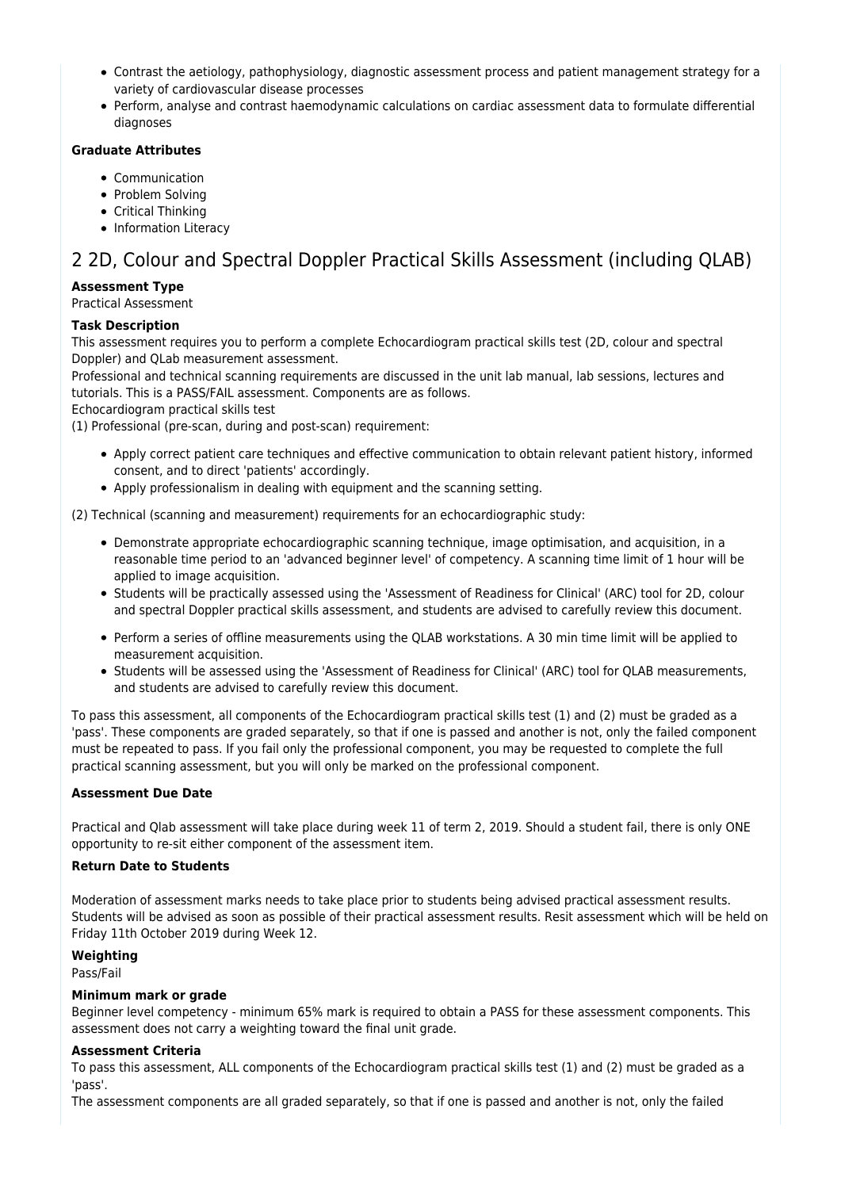- Contrast the aetiology, pathophysiology, diagnostic assessment process and patient management strategy for a variety of cardiovascular disease processes
- Perform, analyse and contrast haemodynamic calculations on cardiac assessment data to formulate differential diagnoses

**Graduate Attributes**

- Communication
- Problem Solving
- Critical Thinking
- Information Literacy

## 2 2D, Colour and Spectral Doppler Practical Skills Assessment (including QLAB)

**Assessment Type**

Practical Assessment

**Task Description**

This assessment requires you to perform a complete Echocardiogram practical skills test (2D, colour and spectral Doppler) and QLab measurement assessment.

Professional and technical scanning requirements are discussed in the unit lab manual, lab sessions, lectures and tutorials. This is a PASS/FAIL assessment. Components are as follows.

Echocardiogram practical skills test

(1) Professional (pre-scan, during and post-scan) requirement:

- Apply correct patient care techniques and effective communication to obtain relevant patient history, informed consent, and to direct 'patients' accordingly.
- Apply professionalism in dealing with equipment and the scanning setting.

(2) Technical (scanning and measurement) requirements for an echocardiographic study:

- Demonstrate appropriate echocardiographic scanning technique, image optimisation, and acquisition, in a reasonable time period to an 'advanced beginner level' of competency. A scanning time limit of 1 hour will be applied to image acquisition.
- Students will be practically assessed using the 'Assessment of Readiness for Clinical' (ARC) tool for 2D, colour and spectral Doppler practical skills assessment, and students are advised to carefully review this document.
- Perform a series of offline measurements using the QLAB workstations. A 30 min time limit will be applied to measurement acquisition.
- Students will be assessed using the 'Assessment of Readiness for Clinical' (ARC) tool for QLAB measurements, and students are advised to carefully review this document.

To pass this assessment, all components of the Echocardiogram practical skills test (1) and (2) must be graded as a 'pass'. These components are graded separately, so that if one is passed and another is not, only the failed component must be repeated to pass. If you fail only the professional component, you may be requested to complete the full practical scanning assessment, but you will only be marked on the professional component.

**Assessment Due Date**

Practical and Qlab assessment will take place during week 11 of term 2, 2019. Should a student fail, there is only ONE opportunity to re-sit either component of the assessment item.

**Return Date to Students**

Moderation of assessment marks needs to take place prior to students being advised practical assessment results. Students will be advised as soon as possible of their practical assessment results. Resit assessment which will be held on Friday 11th October 2019 during Week 12.

**Weighting**

Pass/Fail

**Minimum mark or grade**

Beginner level competency - minimum 65% mark is required to obtain a PASS for these assessment components. This assessment does not carry a weighting toward the final unit grade.

**Assessment Criteria**

To pass this assessment, ALL components of the Echocardiogram practical skills test (1) and (2) must be graded as a 'pass'.

The assessment components are all graded separately, so that if one is passed and another is not, only the failed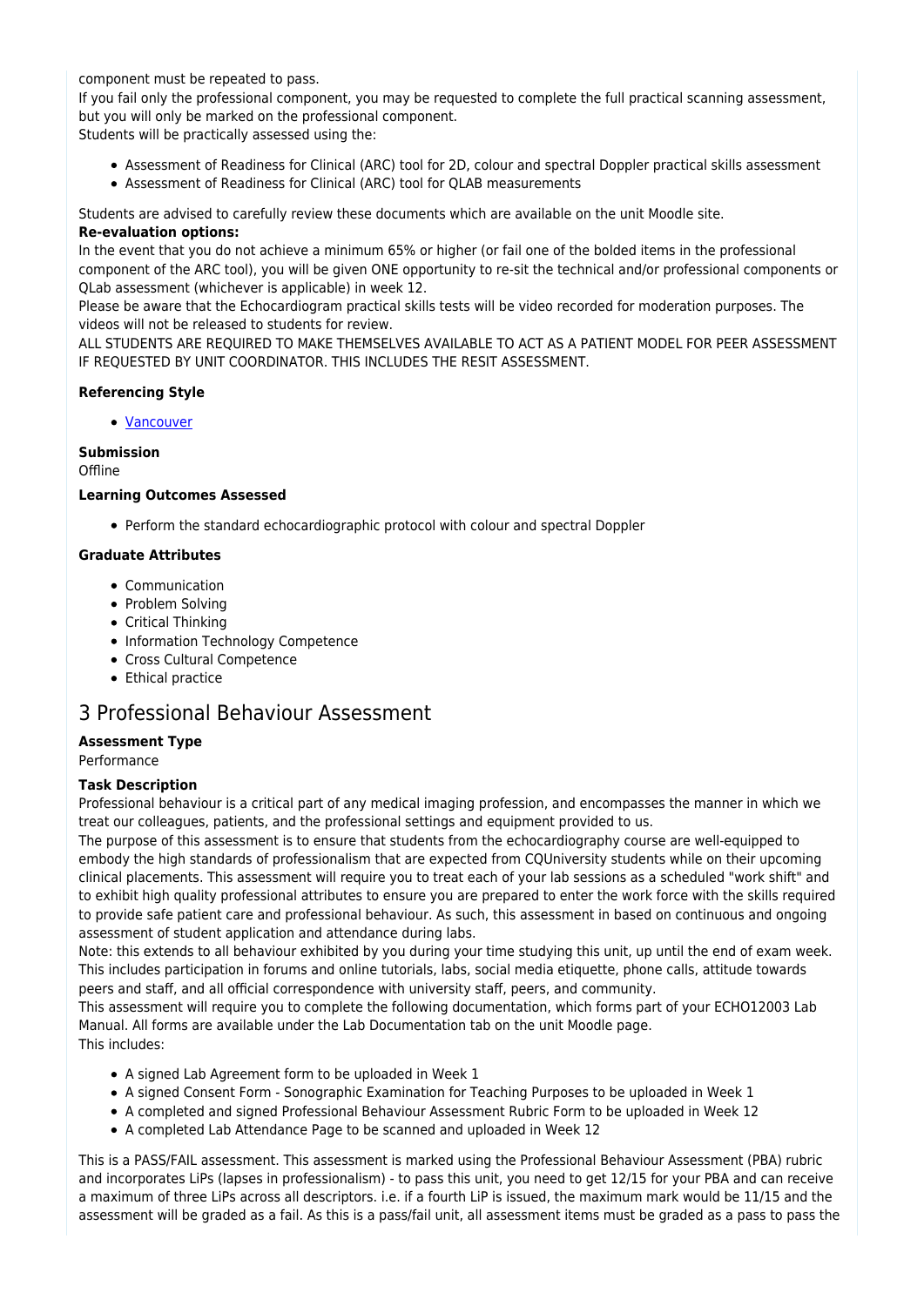component must be repeated to pass.

If you fail only the professional component, you may be requested to complete the full practical scanning assessment, but you will only be marked on the professional component.

Students will be practically assessed using the:

- Assessment of Readiness for Clinical (ARC) tool for 2D, colour and spectral Doppler practical skills assessment
- Assessment of Readiness for Clinical (ARC) tool for QLAB measurements

Students are advised to carefully review these documents which are available on the unit Moodle site.

**Re-evaluation options:**

In the event that you do not achieve a minimum 65% or higher (or fail one of the bolded items in the professional component of the ARC tool), you will be given ONE opportunity to re-sit the technical and/or professional components or QLab assessment (whichever is applicable) in week 12.

Please be aware that the Echocardiogram practical skills tests will be video recorded for moderation purposes. The videos will not be released to students for review.

ALL STUDENTS ARE REQUIRED TO MAKE THEMSELVES AVAILABLE TO ACT AS A PATIENT MODEL FOR PEER ASSESSMENT IF REQUESTED BY UNIT COORDINATOR. THIS INCLUDES THE RESIT ASSESSMENT.

**Referencing Style**

- Vancouver

**Submission**

Offline

**Learning Outcomes Assessed**

- Perform the standard echocardiographic protocol with colour and spectral Doppler

**Graduate Attributes**

- Communication
- Problem Solving
- Critical Thinking
- Information Technology Competence
- Cross Cultural Competence
- Ethical practice

## 3 Professional Behaviour Assessment

**Assessment Type**

Performance

**Task Description**

Professional behaviour is a critical part of any medical imaging profession, and encompasses the manner in which we treat our colleagues, patients, and the professional settings and equipment provided to us.

The purpose of this assessment is to ensure that students from the echocardiography course are well-equipped to embody the high standards of professionalism that are expected from CQUniversity students while on their upcoming clinical placements. This assessment will require you to treat each of your lab sessions as a scheduled "work shift" and to exhibit high quality professional attributes to ensure you are prepared to enter the work force with the skills required to provide safe patient care and professional behaviour. As such, this assessment in based on continuous and ongoing assessment of student application and attendance during labs.

Note: this extends to all behaviour exhibited by you during your time studying this unit, up until the end of exam week. This includes participation in forums and online tutorials, labs, social media etiquette, phone calls, attitude towards peers and staff, and all official correspondence with university staff, peers, and community.

This assessment will require you to complete the following documentation, which forms part of your ECHO12003 Lab Manual. All forms are available under the Lab Documentation tab on the unit Moodle page.

This includes:

- A signed Lab Agreement form to be uploaded in Week 1
- A signed Consent Form - Sonographic Examination for Teaching Purposes to be uploaded in Week 1
- A completed and signed Professional Behaviour Assessment Rubric Form to be uploaded in Week 12
- A completed Lab Attendance Page to be scanned and uploaded in Week 12

This is a PASS/FAIL assessment. This assessment is marked using the Professional Behaviour Assessment (PBA) rubric and incorporates LiPs (lapses in professionalism) - to pass this unit, you need to get 12/15 for your PBA and can receive a maximum of three LiPs across all descriptors. i.e. if a fourth LiP is issued, the maximum mark would be 11/15 and the assessment will be graded as a fail. As this is a pass/fail unit, all assessment items must be graded as a pass to pass the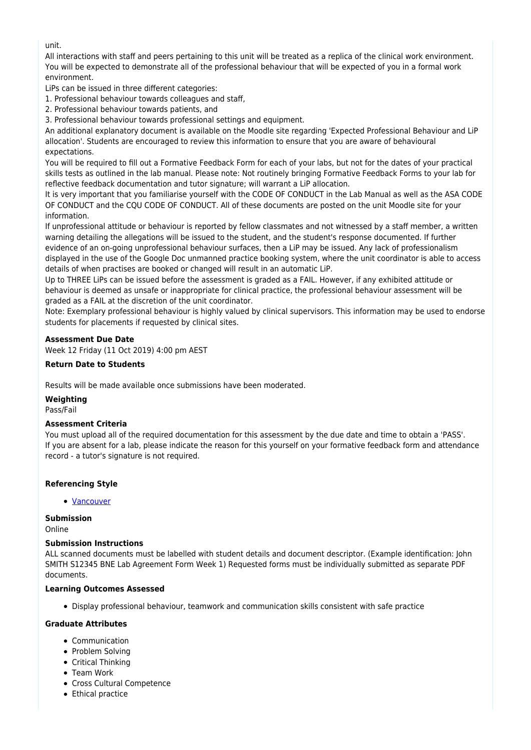unit.
All interactions with staff and peers pertaining to this unit will be treated as a replica of the clinical work environment. You will be expected to demonstrate all of the professional behaviour that will be expected of you in a formal work environment.
LiPs can be issued in three different categories:
1. Professional behaviour towards colleagues and staff,
2. Professional behaviour towards patients, and
3. Professional behaviour towards professional settings and equipment.
An additional explanatory document is available on the Moodle site regarding 'Expected Professional Behaviour and LiP allocation'. Students are encouraged to review this information to ensure that you are aware of behavioural expectations.
You will be required to fill out a Formative Feedback Form for each of your labs, but not for the dates of your practical skills tests as outlined in the lab manual. Please note: Not routinely bringing Formative Feedback Forms to your lab for reflective feedback documentation and tutor signature; will warrant a LiP allocation.
It is very important that you familiarise yourself with the CODE OF CONDUCT in the Lab Manual as well as the ASA CODE OF CONDUCT and the CQU CODE OF CONDUCT. All of these documents are posted on the unit Moodle site for your information.
If unprofessional attitude or behaviour is reported by fellow classmates and not witnessed by a staff member, a written warning detailing the allegations will be issued to the student, and the student's response documented. If further evidence of an on-going unprofessional behaviour surfaces, then a LiP may be issued. Any lack of professionalism displayed in the use of the Google Doc unmanned practice booking system, where the unit coordinator is able to access details of when practises are booked or changed will result in an automatic LiP.
Up to THREE LiPs can be issued before the assessment is graded as a FAIL. However, if any exhibited attitude or behaviour is deemed as unsafe or inappropriate for clinical practice, the professional behaviour assessment will be graded as a FAIL at the discretion of the unit coordinator.
Note: Exemplary professional behaviour is highly valued by clinical supervisors. This information may be used to endorse students for placements if requested by clinical sites.

**Assessment Due Date**

Week 12 Friday (11 Oct 2019) 4:00 pm AEST

**Return Date to Students**

Results will be made available once submissions have been moderated.

**Weighting**

Pass/Fail

**Assessment Criteria**

You must upload all of the required documentation for this assessment by the due date and time to obtain a 'PASS'.
If you are absent for a lab, please indicate the reason for this yourself on your formative feedback form and attendance record - a tutor's signature is not required.

**Referencing Style**

- Vancouver

**Submission**

Online

**Submission Instructions**

ALL scanned documents must be labelled with student details and document descriptor. (Example identification: John SMITH S12345 BNE Lab Agreement Form Week 1) Requested forms must be individually submitted as separate PDF documents.

**Learning Outcomes Assessed**

- Display professional behaviour, teamwork and communication skills consistent with safe practice

**Graduate Attributes**

- Communication
- Problem Solving
- Critical Thinking
- Team Work
- Cross Cultural Competence
- Ethical practice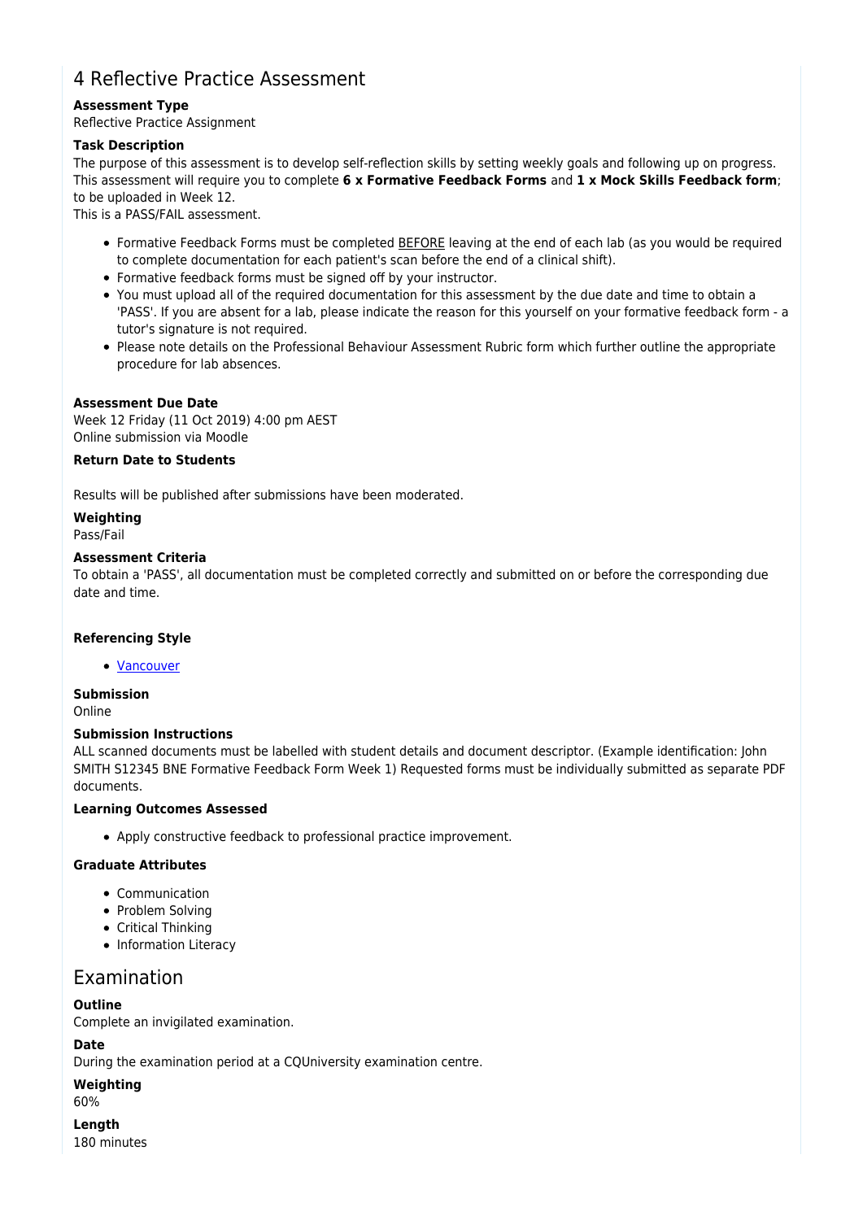## 4 Reflective Practice Assessment

**Assessment Type**
Reflective Practice Assignment

**Task Description**
The purpose of this assessment is to develop self-reflection skills by setting weekly goals and following up on progress. This assessment will require you to complete **6 x Formative Feedback Forms** and **1 x Mock Skills Feedback form**; to be uploaded in Week 12.
This is a PASS/FAIL assessment.

- Formative Feedback Forms must be completed BEFORE leaving at the end of each lab (as you would be required to complete documentation for each patient's scan before the end of a clinical shift).
- Formative feedback forms must be signed off by your instructor.
- You must upload all of the required documentation for this assessment by the due date and time to obtain a 'PASS'. If you are absent for a lab, please indicate the reason for this yourself on your formative feedback form - a tutor's signature is not required.
- Please note details on the Professional Behaviour Assessment Rubric form which further outline the appropriate procedure for lab absences.

**Assessment Due Date**
Week 12 Friday (11 Oct 2019) 4:00 pm AEST
Online submission via Moodle

**Return Date to Students**

Results will be published after submissions have been moderated.

**Weighting**
Pass/Fail

**Assessment Criteria**
To obtain a 'PASS', all documentation must be completed correctly and submitted on or before the corresponding due date and time.

**Referencing Style**

- Vancouver

**Submission**
Online

**Submission Instructions**
ALL scanned documents must be labelled with student details and document descriptor. (Example identification: John SMITH S12345 BNE Formative Feedback Form Week 1) Requested forms must be individually submitted as separate PDF documents.

**Learning Outcomes Assessed**

- Apply constructive feedback to professional practice improvement.

**Graduate Attributes**

- Communication
- Problem Solving
- Critical Thinking
- Information Literacy

## Examination

**Outline**
Complete an invigilated examination.

**Date**
During the examination period at a CQUniversity examination centre.

**Weighting**
60%

**Length**
180 minutes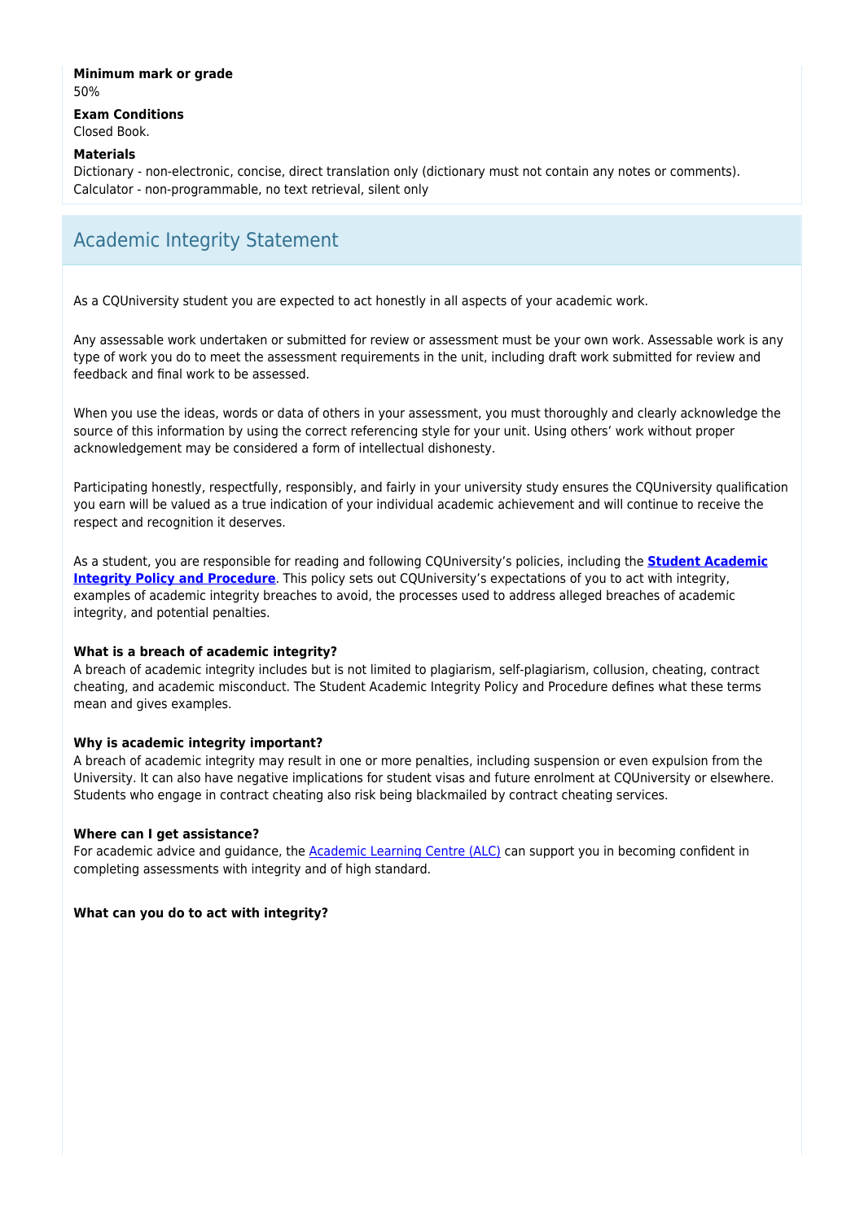**Minimum mark or grade**
50%

**Exam Conditions**
Closed Book.

**Materials**
Dictionary - non-electronic, concise, direct translation only (dictionary must not contain any notes or comments).
Calculator - non-programmable, no text retrieval, silent only

## Academic Integrity Statement

As a CQUniversity student you are expected to act honestly in all aspects of your academic work.

Any assessable work undertaken or submitted for review or assessment must be your own work. Assessable work is any type of work you do to meet the assessment requirements in the unit, including draft work submitted for review and feedback and final work to be assessed.

When you use the ideas, words or data of others in your assessment, you must thoroughly and clearly acknowledge the source of this information by using the correct referencing style for your unit. Using others' work without proper acknowledgement may be considered a form of intellectual dishonesty.

Participating honestly, respectfully, responsibly, and fairly in your university study ensures the CQUniversity qualification you earn will be valued as a true indication of your individual academic achievement and will continue to receive the respect and recognition it deserves.

As a student, you are responsible for reading and following CQUniversity's policies, including the **Student Academic Integrity Policy and Procedure**. This policy sets out CQUniversity's expectations of you to act with integrity, examples of academic integrity breaches to avoid, the processes used to address alleged breaches of academic integrity, and potential penalties.

**What is a breach of academic integrity?**
A breach of academic integrity includes but is not limited to plagiarism, self-plagiarism, collusion, cheating, contract cheating, and academic misconduct. The Student Academic Integrity Policy and Procedure defines what these terms mean and gives examples.

**Why is academic integrity important?**
A breach of academic integrity may result in one or more penalties, including suspension or even expulsion from the University. It can also have negative implications for student visas and future enrolment at CQUniversity or elsewhere. Students who engage in contract cheating also risk being blackmailed by contract cheating services.

**Where can I get assistance?**
For academic advice and guidance, the Academic Learning Centre (ALC) can support you in becoming confident in completing assessments with integrity and of high standard.

**What can you do to act with integrity?**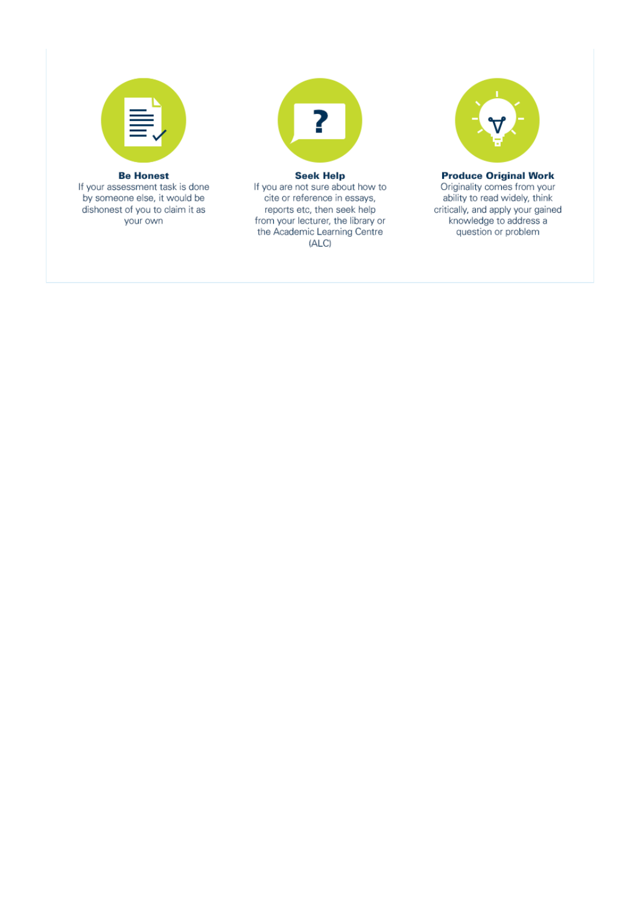**Be Honest**
If your assessment task is done by someone else, it would be dishonest of you to claim it as your own

**Seek Help**
If you are not sure about how to cite or reference in essays, reports etc, then seek help from your lecturer, the library or the Academic Learning Centre (ALC)

**Produce Original Work**
Originality comes from your ability to read widely, think critically, and apply your gained knowledge to address a question or problem